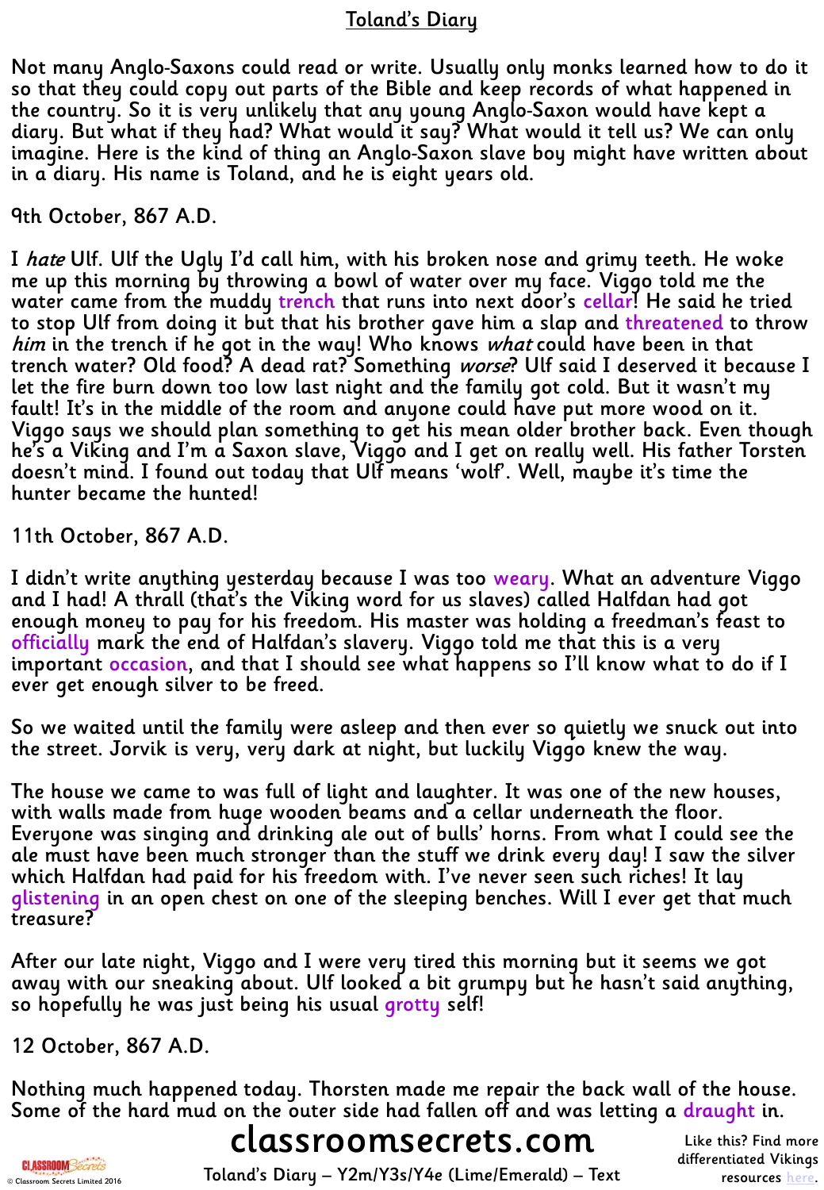# Toland's Diary

Not many Anglo-Saxons could read or write. Usually only monks learned how to do it so that they could copy out parts of the Bible and keep records of what happened in the country. So it is very unlikely that any young Anglo-Saxon would have kept a diary. But what if they had? What would it say? What would it tell us? We can only imagine. Here is the kind of thing an Anglo-Saxon slave boy might have written about in a diary. His name is Toland, and he is eight years old.

9th October, 867 A.D.

I *hate* Ulf. Ulf the Ugly I'd call him, with his broken nose and grimy teeth. He woke me up this morning by throwing a bowl of water over my face. Viggo told me the water came from the muddy trench that runs into next door's cellar! He said he tried to stop Ulf from doing it but that his brother gave him a slap and threatened to throw *him* in the trench if he got in the way! Who knows *what* could have been in that trench water? Old food? A dead rat? Something *worse*? Ulf said I deserved it because I let the fire burn down too low last night and the family got cold. But it wasn't my fault! It's in the middle of the room and anyone could have put more wood on it. Viggo says we should plan something to get his mean older brother back. Even though he's a Viking and I'm a Saxon slave, Viggo and I get on really well. His father Torsten doesn't mind. I found out today that Ulf means 'wolf'. Well, maybe it's time the hunter became the hunted!

11th October, 867 A.D.

I didn't write anything yesterday because I was too weary. What an adventure Viggo and I had! A thrall (that's the Viking word for us slaves) called Halfdan had got enough money to pay for his freedom. His master was holding a freedman's feast to officially mark the end of Halfdan's slavery. Viggo told me that this is a very important occasion, and that I should see what happens so I'll know what to do if I ever get enough silver to be freed.

So we waited until the family were asleep and then ever so quietly we snuck out into the street. Jorvik is very, very dark at night, but luckily Viggo knew the way.

The house we came to was full of light and laughter. It was one of the new houses, with walls made from huge wooden beams and a cellar underneath the floor. Everyone was singing and drinking ale out of bulls' horns. From what I could see the ale must have been much stronger than the stuff we drink every day! I saw the silver which Halfdan had paid for his freedom with. I've never seen such riches! It lay glistening in an open chest on one of the sleeping benches. Will I ever get that much treasure?

After our late night, Viggo and I were very tired this morning but it seems we got away with our sneaking about. Ulf looked a bit grumpy but he hasn't said anything, so hopefully he was just being his usual grotty self!

12 October, 867 A.D.

Nothing much happened today. Thorsten made me repair the back wall of the house. Some of the hard mud on the outer side had fallen off and was letting a draught in.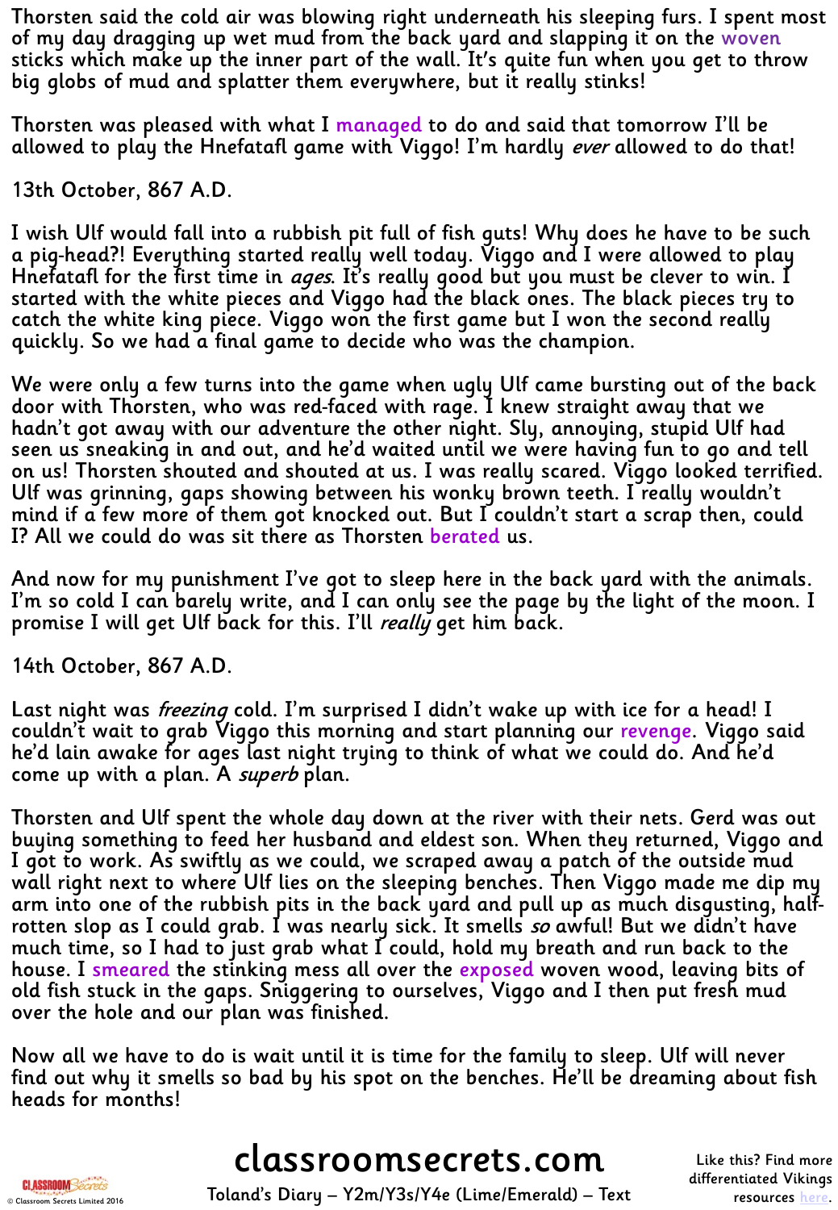Thorsten said the cold air was blowing right underneath his sleeping furs. I spent most of my day dragging up wet mud from the back yard and slapping it on the woven sticks which make up the inner part of the wall. It's quite fun when you get to throw big globs of mud and splatter them everywhere, but it really stinks!

Thorsten was pleased with what I managed to do and said that tomorrow I'll be allowed to play the Hnefatafl game with Viggo! I'm hardly *ever* allowed to do that!

13th October, 867 A.D.

I wish Ulf would fall into a rubbish pit full of fish guts! Why does he have to be such a pig-head?! Everything started really well today. Viggo and I were allowed to play Hnefatafl for the first time in *ages*. It's really good but you must be clever to win. I started with the white pieces and Viggo had the black ones. The black pieces try to catch the white king piece. Viggo won the first game but I won the second really quickly. So we had a final game to decide who was the champion.

We were only a few turns into the game when ugly Ulf came bursting out of the back door with Thorsten, who was red-faced with rage. I knew straight away that we hadn't got away with our adventure the other night. Sly, annoying, stupid Ulf had seen us sneaking in and out, and he'd waited until we were having fun to go and tell on us! Thorsten shouted and shouted at us. I was really scared. Viggo looked terrified. Ulf was grinning, gaps showing between his wonky brown teeth. I really wouldn't mind if a few more of them got knocked out. But I couldn't start a scrap then, could I? All we could do was sit there as Thorsten berated us.

And now for my punishment I've got to sleep here in the back yard with the animals. I'm so cold I can barely write, and I can only see the page by the light of the moon. I promise I will get Ulf back for this. I'll *really* get him back.

14th October, 867 A.D.

Last night was *freezing* cold. I'm surprised I didn't wake up with ice for a head! I couldn't wait to grab Viggo this morning and start planning our revenge. Viggo said he'd lain awake for ages last night trying to think of what we could do. And he'd come up with a plan. A *superb* plan.

Thorsten and Ulf spent the whole day down at the river with their nets. Gerd was out buying something to feed her husband and eldest son. When they returned, Viggo and I got to work. As swiftly as we could, we scraped away a patch of the outside mud wall right next to where Ulf lies on the sleeping benches. Then Viggo made me dip my arm into one of the rubbish pits in the back yard and pull up as much disgusting, half-rotten slop as I could grab. I was nearly sick. It smells *so* awful! But we didn't have much time, so I had to just grab what I could, hold my breath and run back to the house. I smeared the stinking mess all over the exposed woven wood, leaving bits of old fish stuck in the gaps. Sniggering to ourselves, Viggo and I then put fresh mud over the hole and our plan was finished.

Now all we have to do is wait until it is time for the family to sleep. Ulf will never find out why it smells so bad by his spot on the benches. He'll be dreaming about fish heads for months!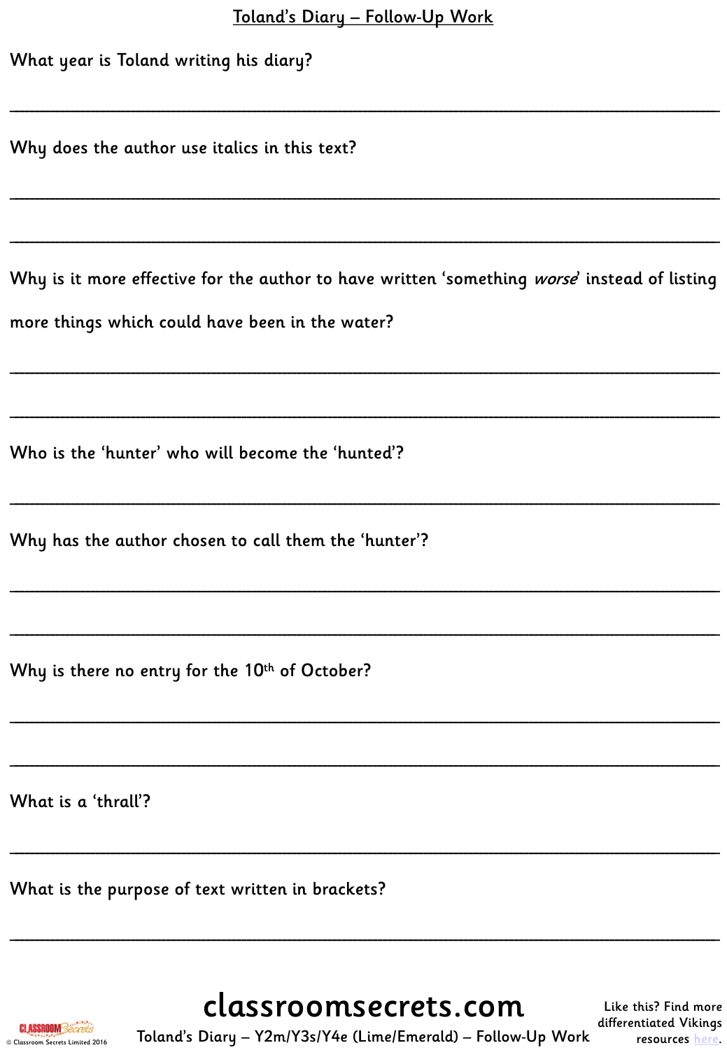# Toland's Diary – Follow-Up Work

What year is Toland writing his diary?

___

Why does the author use italics in this text?

___

___

Why is it more effective for the author to have written 'something *worse*' instead of listing more things which could have been in the water?

___

___

Who is the 'hunter' who will become the 'hunted'?

___

Why has the author chosen to call them the 'hunter'?

___

___

Why is there no entry for the 10th of October?

___

___

What is a 'thrall'?

___

What is the purpose of text written in brackets?

___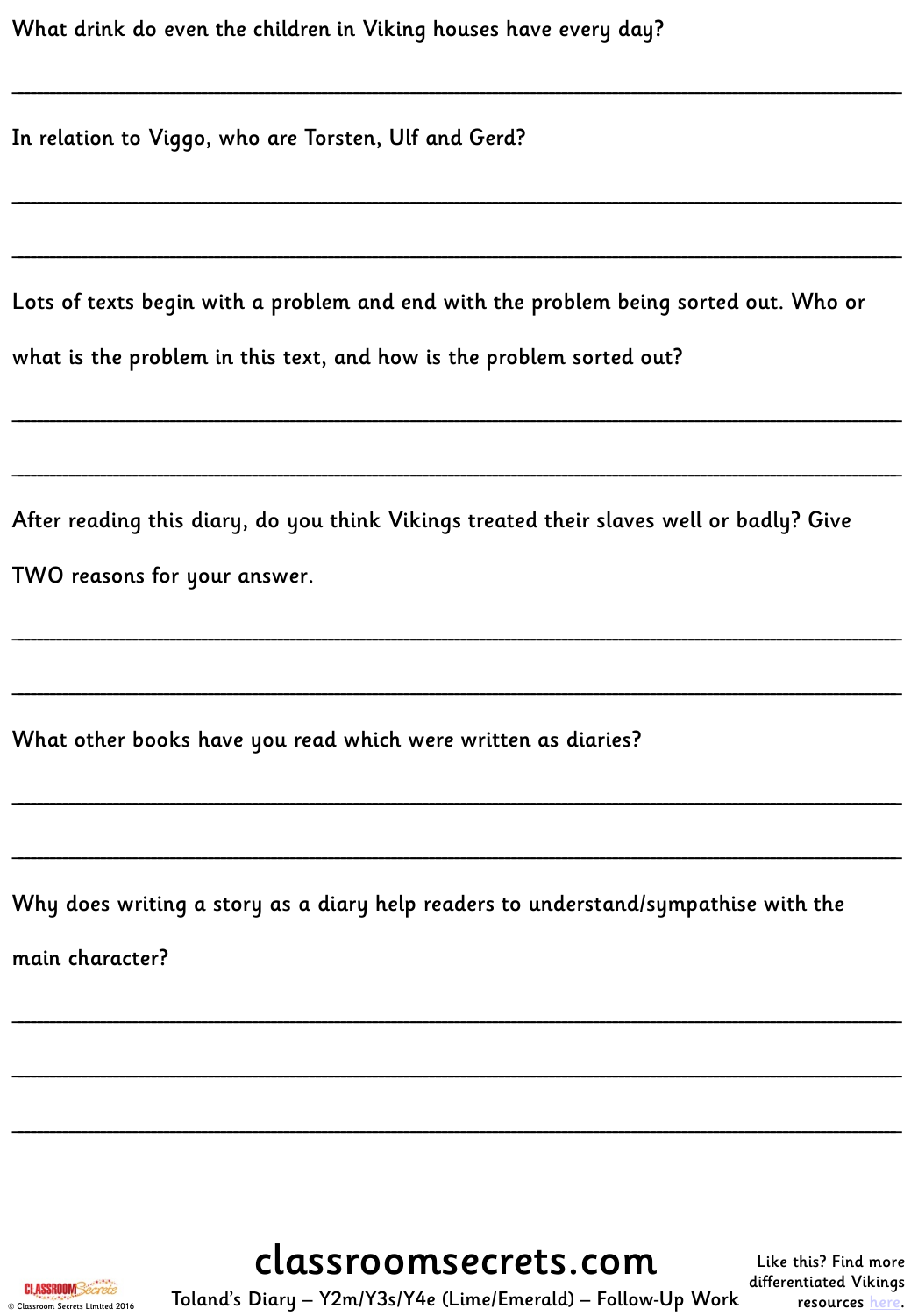What drink do even the children in Viking houses have every day?

_______________________________________________________________________________

In relation to Viggo, who are Torsten, Ulf and Gerd?

_______________________________________________________________________________

_______________________________________________________________________________

Lots of texts begin with a problem and end with the problem being sorted out. Who or what is the problem in this text, and how is the problem sorted out?

_______________________________________________________________________________

_______________________________________________________________________________

After reading this diary, do you think Vikings treated their slaves well or badly? Give TWO reasons for your answer.

_______________________________________________________________________________

_______________________________________________________________________________

What other books have you read which were written as diaries?

_______________________________________________________________________________

_______________________________________________________________________________

Why does writing a story as a diary help readers to understand/sympathise with the main character?

_______________________________________________________________________________

_______________________________________________________________________________

_______________________________________________________________________________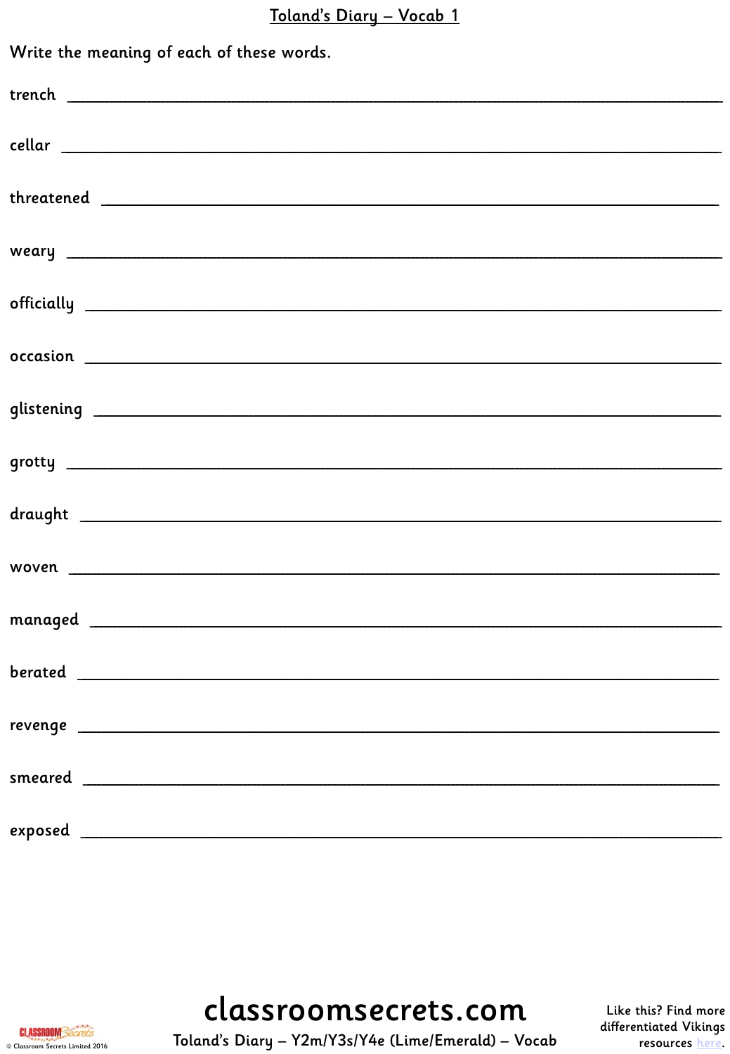# Toland's Diary – Vocab 1

Write the meaning of each of these words.

trench ______________________________________________

cellar ______________________________________________

threatened ______________________________________________

weary ______________________________________________

officially ______________________________________________

occasion ______________________________________________

glistening ______________________________________________

grotty ______________________________________________

draught ______________________________________________

woven ______________________________________________

managed ______________________________________________

berated ______________________________________________

revenge ______________________________________________

smeared ______________________________________________

exposed ______________________________________________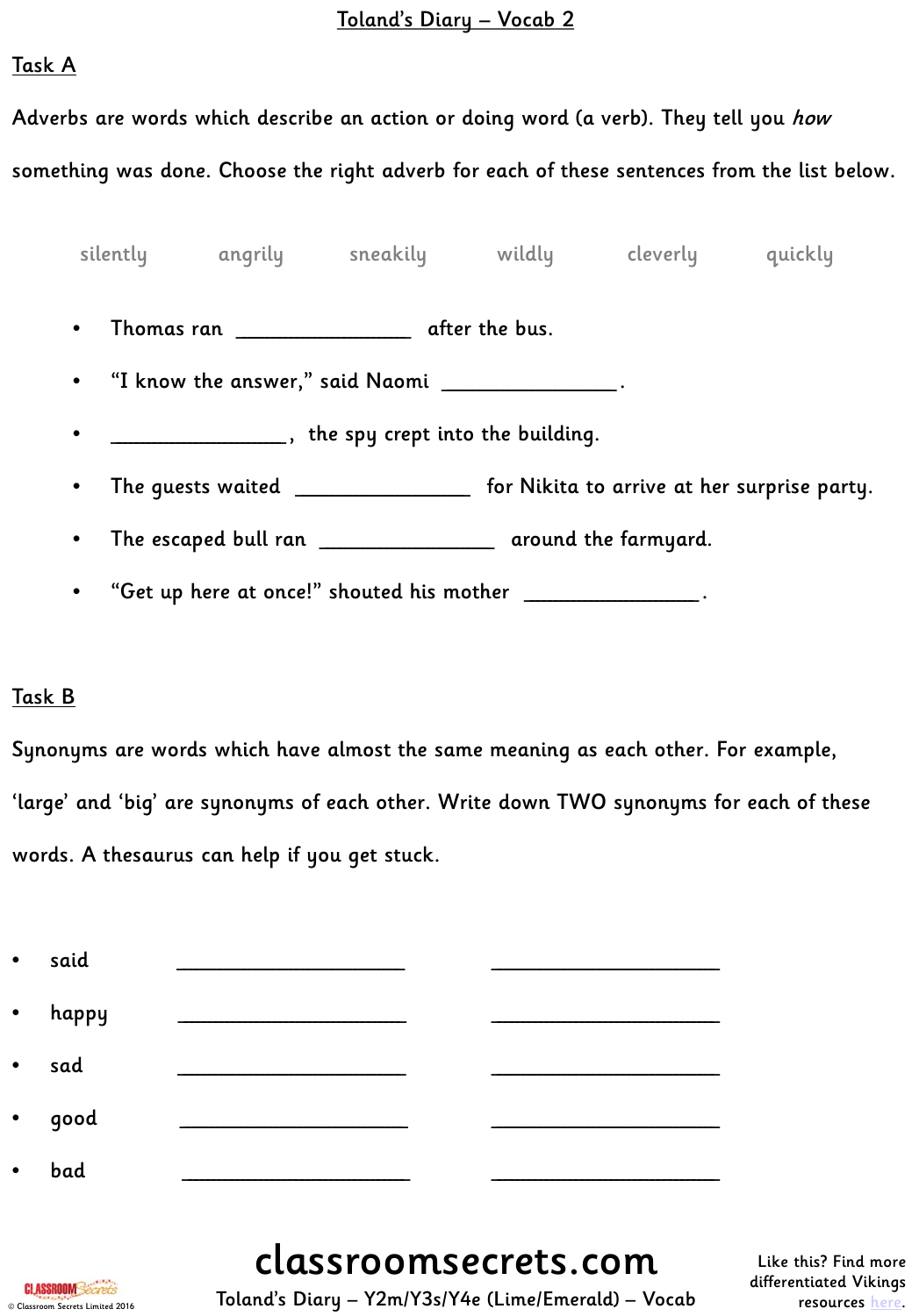# Toland's Diary – Vocab 2

## Task A

Adverbs are words which describe an action or doing word (a verb). They tell you *how* something was done. Choose the right adverb for each of these sentences from the list below.

silently      angrily      sneakily      wildly      cleverly      quickly

- Thomas ran ________________ after the bus.
- "I know the answer," said Naomi ________________.
- ________________, the spy crept into the building.
- The guests waited ________________ for Nikita to arrive at her surprise party.
- The escaped bull ran ________________ around the farmyard.
- "Get up here at once!" shouted his mother ________________.

## Task B

Synonyms are words which have almost the same meaning as each other. For example, 'large' and 'big' are synonyms of each other. Write down TWO synonyms for each of these words. A thesaurus can help if you get stuck.

- said ____________________ ____________________
- happy ____________________ ____________________
- sad ____________________ ____________________
- good ____________________ ____________________
- bad ____________________ ____________________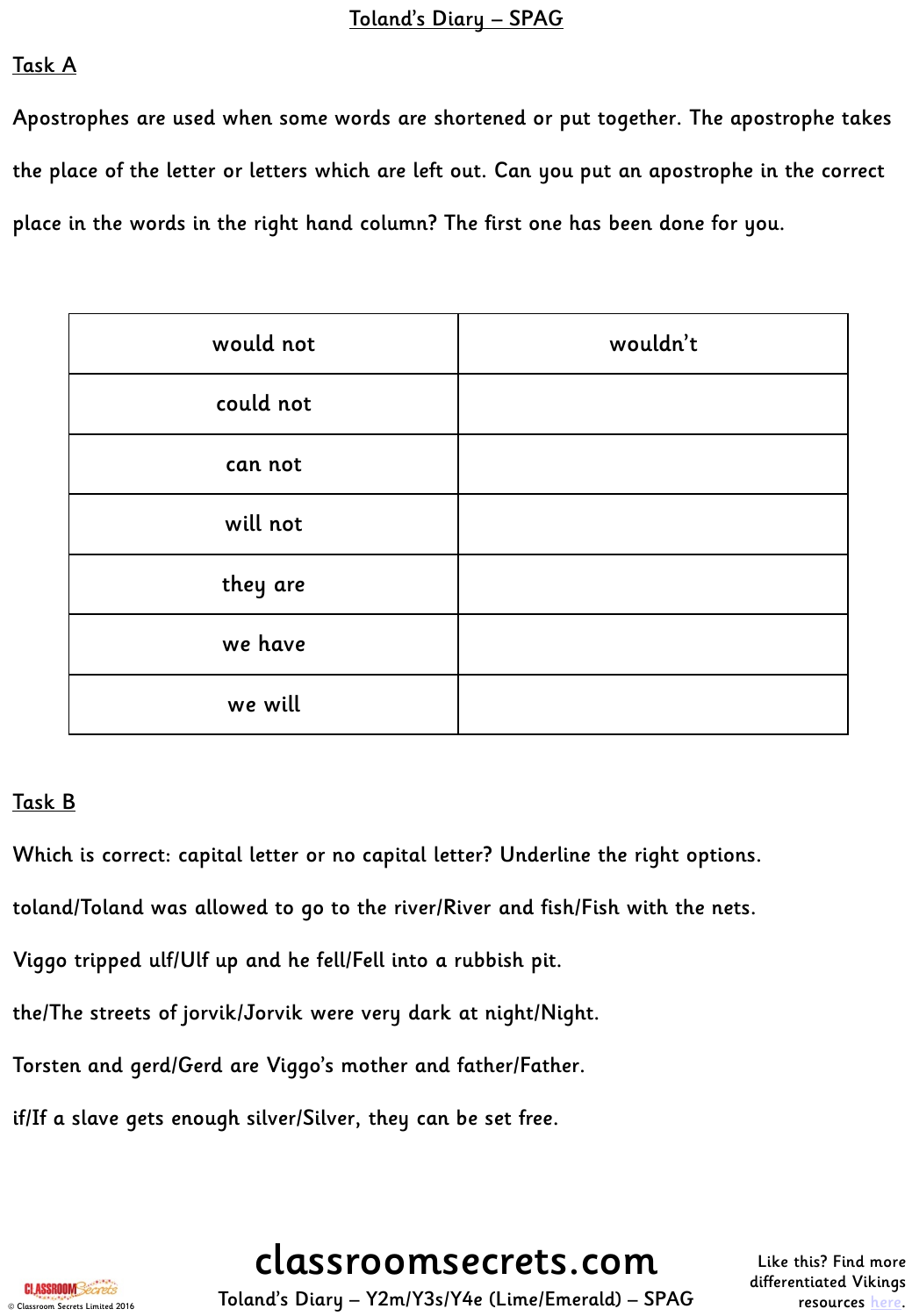# Toland's Diary – SPAG

## Task A

Apostrophes are used when some words are shortened or put together. The apostrophe takes the place of the letter or letters which are left out. Can you put an apostrophe in the correct place in the words in the right hand column? The first one has been done for you.

| would not | wouldn't |
|---|---|
| could not | |
| can not | |
| will not | |
| they are | |
| we have | |
| we will | |

## Task B

Which is correct: capital letter or no capital letter? Underline the right options.

toland/Toland was allowed to go to the river/River and fish/Fish with the nets.

Viggo tripped ulf/Ulf up and he fell/Fell into a rubbish pit.

the/The streets of jorvik/Jorvik were very dark at night/Night.

Torsten and gerd/Gerd are Viggo's mother and father/Father.

if/If a slave gets enough silver/Silver, they can be set free.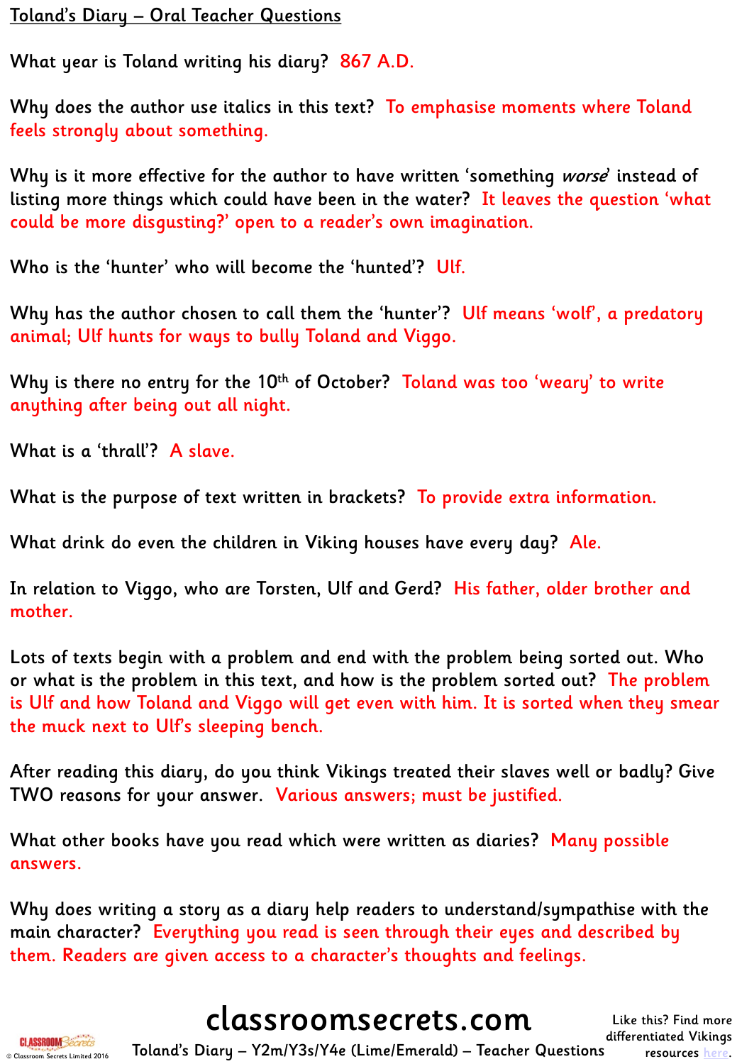## Toland's Diary – Oral Teacher Questions

What year is Toland writing his diary? 867 A.D.

Why does the author use italics in this text? To emphasise moments where Toland feels strongly about something.

Why is it more effective for the author to have written 'something *worse*' instead of listing more things which could have been in the water? It leaves the question 'what could be more disgusting?' open to a reader's own imagination.

Who is the 'hunter' who will become the 'hunted'? Ulf.

Why has the author chosen to call them the 'hunter'? Ulf means 'wolf', a predatory animal; Ulf hunts for ways to bully Toland and Viggo.

Why is there no entry for the 10th of October? Toland was too 'weary' to write anything after being out all night.

What is a 'thrall'? A slave.

What is the purpose of text written in brackets? To provide extra information.

What drink do even the children in Viking houses have every day? Ale.

In relation to Viggo, who are Torsten, Ulf and Gerd? His father, older brother and mother.

Lots of texts begin with a problem and end with the problem being sorted out. Who or what is the problem in this text, and how is the problem sorted out? The problem is Ulf and how Toland and Viggo will get even with him. It is sorted when they smear the muck next to Ulf's sleeping bench.

After reading this diary, do you think Vikings treated their slaves well or badly? Give TWO reasons for your answer. Various answers; must be justified.

What other books have you read which were written as diaries? Many possible answers.

Why does writing a story as a diary help readers to understand/sympathise with the main character? Everything you read is seen through their eyes and described by them. Readers are given access to a character's thoughts and feelings.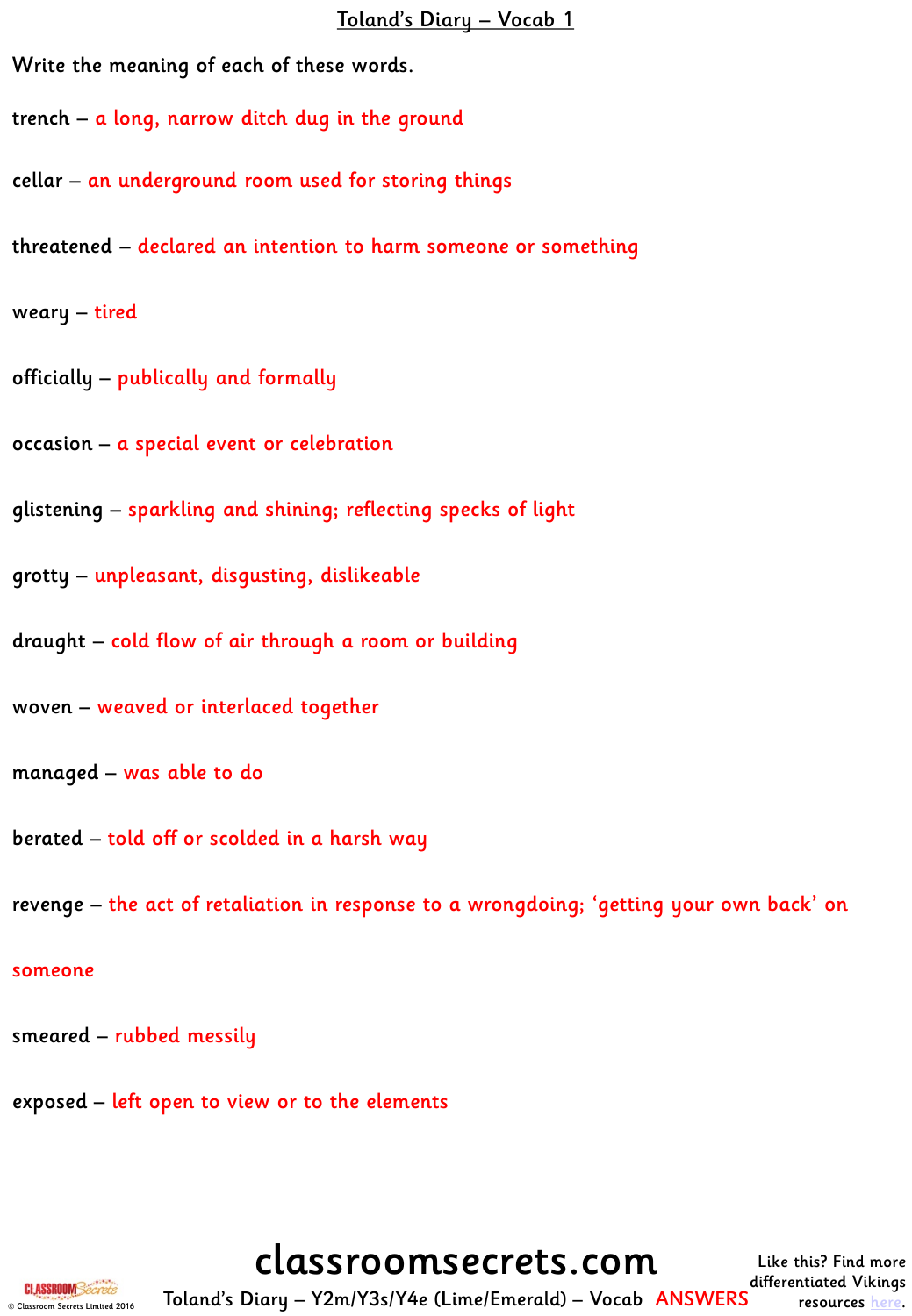# Toland's Diary – Vocab 1

Write the meaning of each of these words.

trench – a long, narrow ditch dug in the ground

cellar – an underground room used for storing things

threatened – declared an intention to harm someone or something

weary – tired

officially – publically and formally

occasion – a special event or celebration

glistening – sparkling and shining; reflecting specks of light

grotty – unpleasant, disgusting, dislikeable

draught – cold flow of air through a room or building

woven – weaved or interlaced together

managed – was able to do

berated – told off or scolded in a harsh way

revenge – the act of retaliation in response to a wrongdoing; 'getting your own back' on someone

smeared – rubbed messily

exposed – left open to view or to the elements

Toland's Diary – Y2m/Y3s/Y4e (Lime/Emerald) – Vocab ANSWERS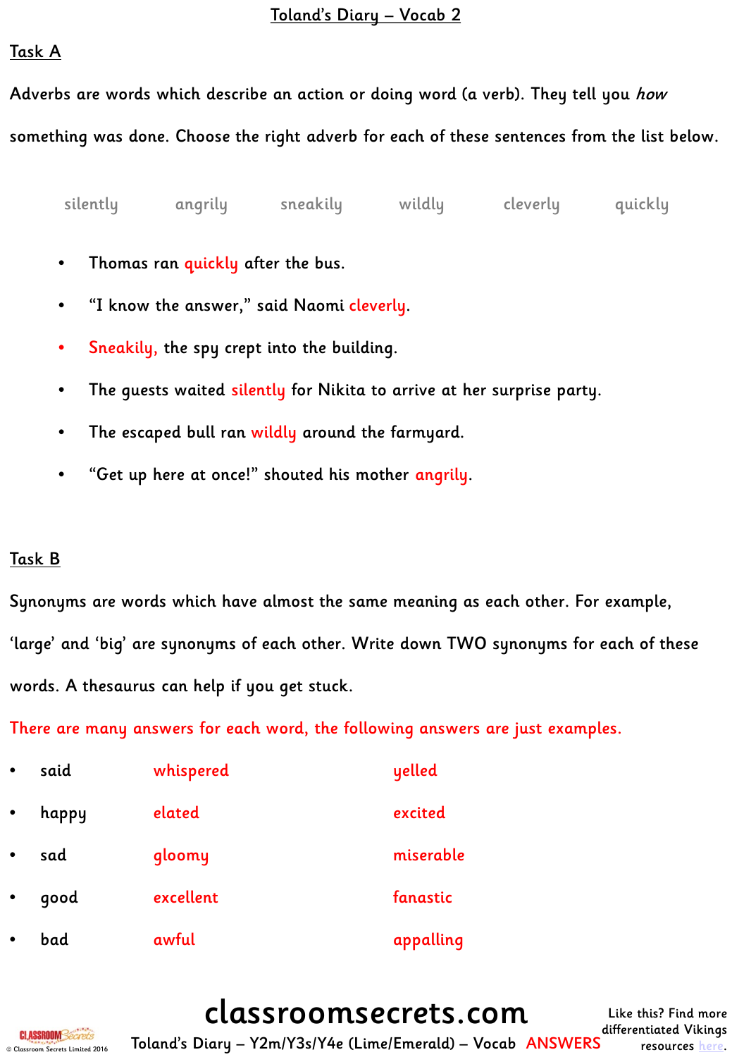# Toland's Diary – Vocab 2

## Task A

Adverbs are words which describe an action or doing word (a verb). They tell you *how* something was done. Choose the right adverb for each of these sentences from the list below.

silently angrily sneakily wildly cleverly quickly

- Thomas ran quickly after the bus.
- "I know the answer," said Naomi cleverly.
- Sneakily, the spy crept into the building.
- The guests waited silently for Nikita to arrive at her surprise party.
- The escaped bull ran wildly around the farmyard.
- "Get up here at once!" shouted his mother angrily.

## Task B

Synonyms are words which have almost the same meaning as each other. For example, 'large' and 'big' are synonyms of each other. Write down TWO synonyms for each of these words. A thesaurus can help if you get stuck.

There are many answers for each word, the following answers are just examples.

- said whispered yelled
- happy elated excited
- sad gloomy miserable
- good excellent fanastic
- bad awful appalling

Toland's Diary – Y2m/Y3s/Y4e (Lime/Emerald) – Vocab ANSWERS

Like this? Find more differentiated Vikings resources here.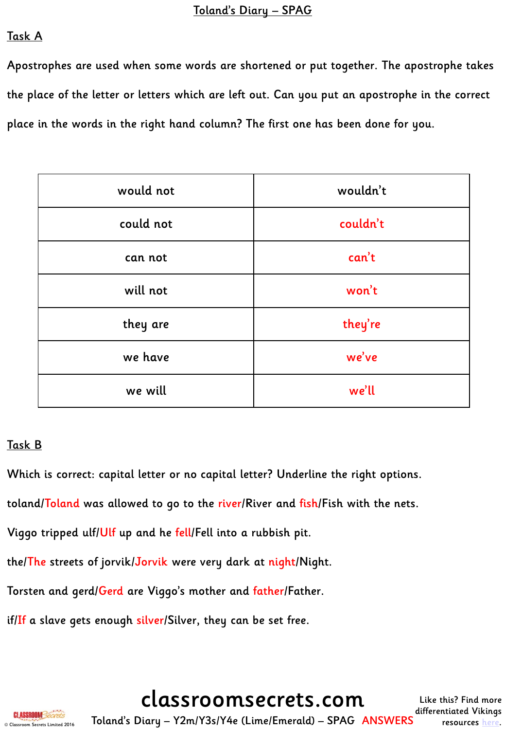# Toland's Diary – SPAG

## Task A

Apostrophes are used when some words are shortened or put together. The apostrophe takes the place of the letter or letters which are left out. Can you put an apostrophe in the correct place in the words in the right hand column? The first one has been done for you.

| | |
|---|---|
| would not | wouldn't |
| could not | couldn't |
| can not | can't |
| will not | won't |
| they are | they're |
| we have | we've |
| we will | we'll |

## Task B

Which is correct: capital letter or no capital letter? Underline the right options.

toland/Toland was allowed to go to the river/River and fish/Fish with the nets.

Viggo tripped ulf/Ulf up and he fell/Fell into a rubbish pit.

the/The streets of jorvik/Jorvik were very dark at night/Night.

Torsten and gerd/Gerd are Viggo's mother and father/Father.

if/If a slave gets enough silver/Silver, they can be set free.

classroomsecrets.com

Toland's Diary – Y2m/Y3s/Y4e (Lime/Emerald) – SPAG ANSWERS

Like this? Find more differentiated Vikings resources here.

© Classroom Secrets Limited 2016